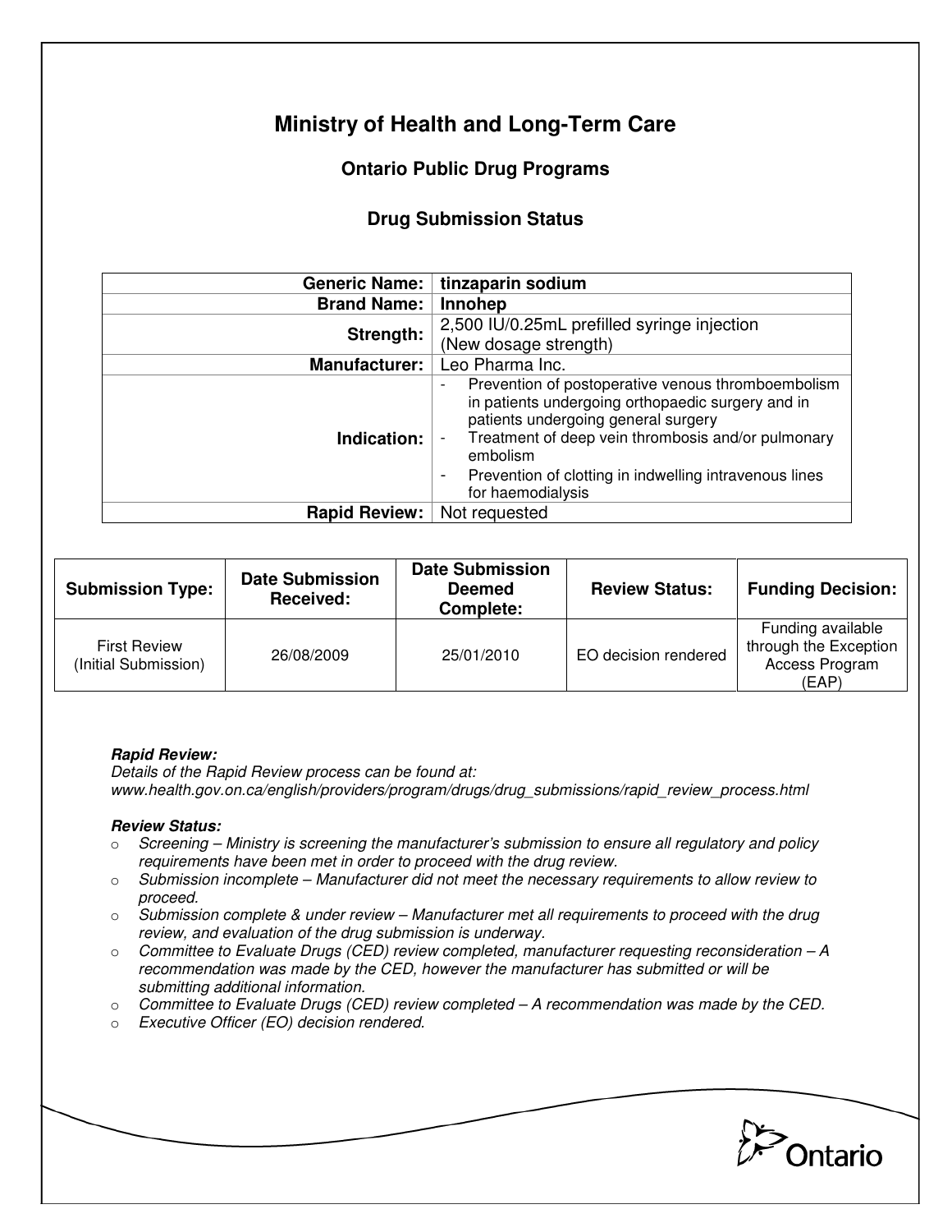# Ministry of Health and Long-Term Care

## Ontario Public Drug Programs

### Drug Submission Status

| | |
|---|---|
| **Generic Name:** | **tinzaparin sodium** |
| **Brand Name:** | **Innohep** |
| **Strength:** | 2,500 IU/0.25mL prefilled syringe injection (New dosage strength) |
| **Manufacturer:** | Leo Pharma Inc. |
| **Indication:** | - Prevention of postoperative venous thromboembolism in patients undergoing orthopaedic surgery and in patients undergoing general surgery<br>- Treatment of deep vein thrombosis and/or pulmonary embolism<br>- Prevention of clotting in indwelling intravenous lines for haemodialysis |
| **Rapid Review:** | Not requested |

| Submission Type: | Date Submission Received: | Date Submission Deemed Complete: | Review Status: | Funding Decision: |
|---|---|---|---|---|
| First Review (Initial Submission) | 26/08/2009 | 25/01/2010 | EO decision rendered | Funding available through the Exception Access Program (EAP) |

***Rapid Review:***
*Details of the Rapid Review process can be found at:*
*www.health.gov.on.ca/english/providers/program/drugs/drug_submissions/rapid_review_process.html*

***Review Status:***

- *Screening – Ministry is screening the manufacturer's submission to ensure all regulatory and policy requirements have been met in order to proceed with the drug review.*
- *Submission incomplete – Manufacturer did not meet the necessary requirements to allow review to proceed.*
- *Submission complete & under review – Manufacturer met all requirements to proceed with the drug review, and evaluation of the drug submission is underway.*
- *Committee to Evaluate Drugs (CED) review completed, manufacturer requesting reconsideration – A recommendation was made by the CED, however the manufacturer has submitted or will be submitting additional information.*
- *Committee to Evaluate Drugs (CED) review completed – A recommendation was made by the CED.*
- *Executive Officer (EO) decision rendered.*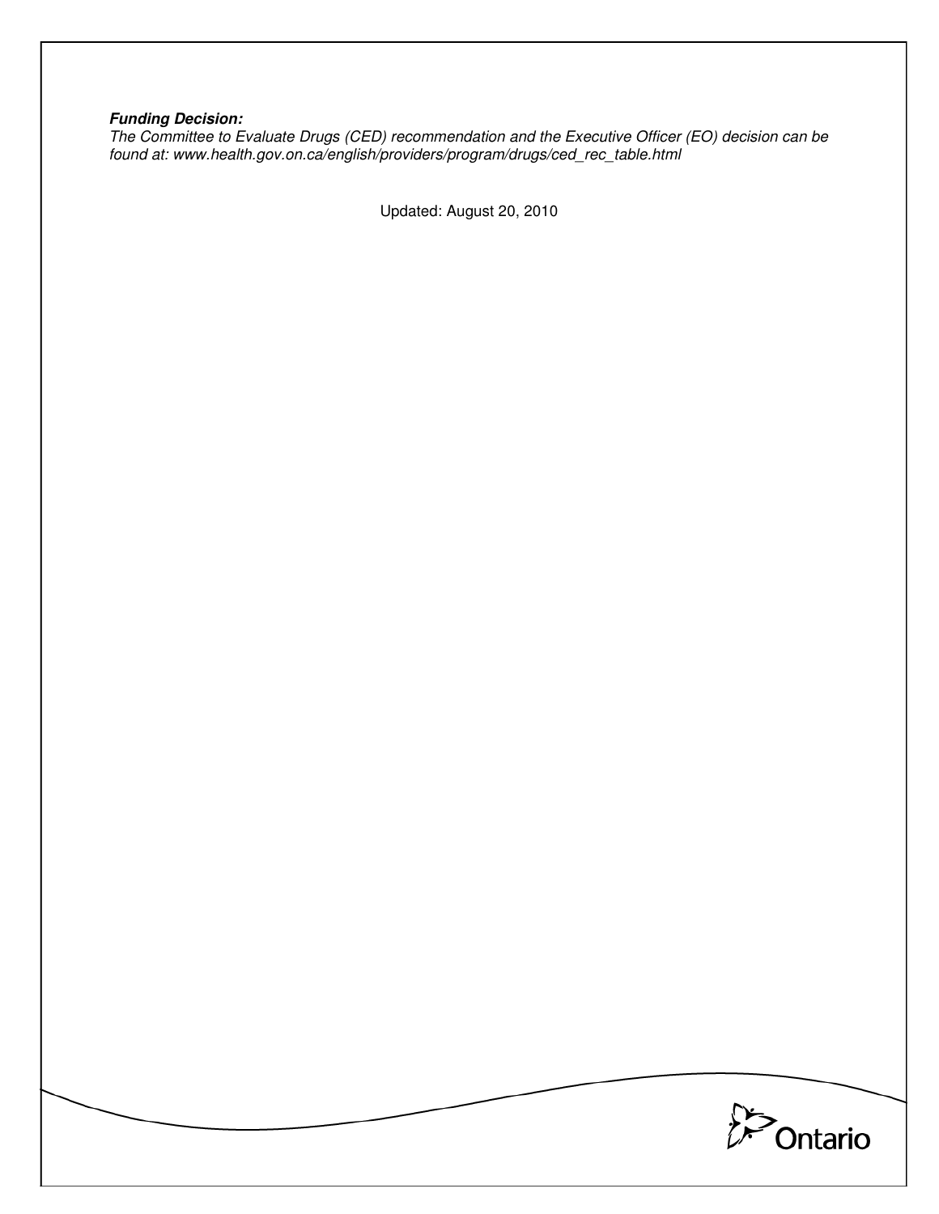***Funding Decision:***
*The Committee to Evaluate Drugs (CED) recommendation and the Executive Officer (EO) decision can be found at: www.health.gov.on.ca/english/providers/program/drugs/ced_rec_table.html*

Updated: August 20, 2010